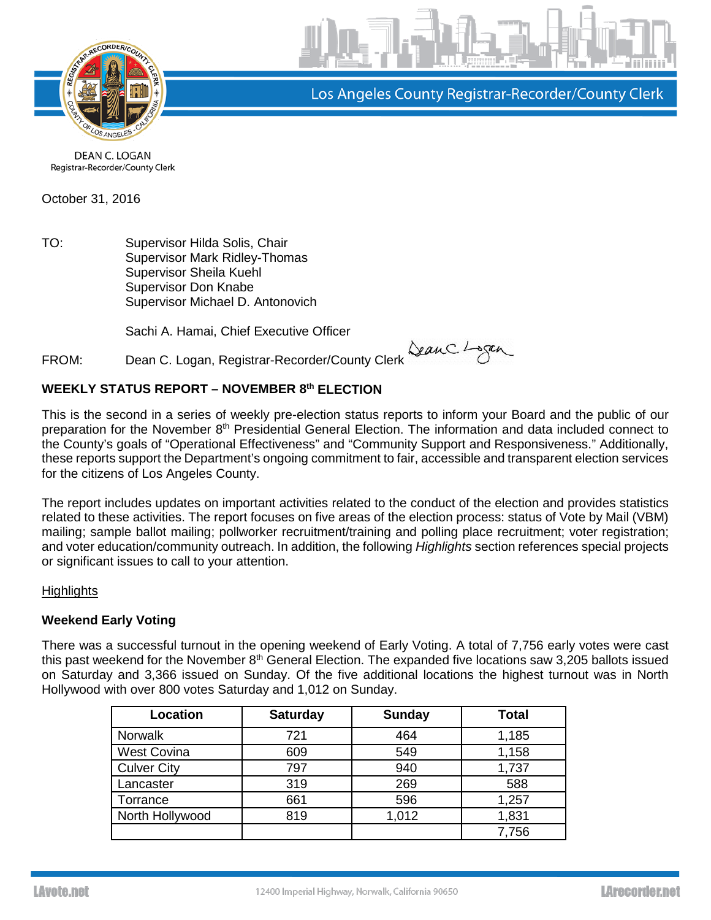Los Angeles County Registrar-Recorder/County Clerk

DEAN C. LOGAN
Registrar-Recorder/County Clerk

October 31, 2016

TO: Supervisor Hilda Solis, Chair
Supervisor Mark Ridley-Thomas
Supervisor Sheila Kuehl
Supervisor Don Knabe
Supervisor Michael D. Antonovich

Sachi A. Hamai, Chief Executive Officer

FROM: Dean C. Logan, Registrar-Recorder/County Clerk

## WEEKLY STATUS REPORT – NOVEMBER 8th ELECTION

This is the second in a series of weekly pre-election status reports to inform your Board and the public of our preparation for the November 8th Presidential General Election. The information and data included connect to the County's goals of "Operational Effectiveness" and "Community Support and Responsiveness." Additionally, these reports support the Department's ongoing commitment to fair, accessible and transparent election services for the citizens of Los Angeles County.

The report includes updates on important activities related to the conduct of the election and provides statistics related to these activities. The report focuses on five areas of the election process: status of Vote by Mail (VBM) mailing; sample ballot mailing; pollworker recruitment/training and polling place recruitment; voter registration; and voter education/community outreach. In addition, the following *Highlights* section references special projects or significant issues to call to your attention.

Highlights

### Weekend Early Voting

There was a successful turnout in the opening weekend of Early Voting. A total of 7,756 early votes were cast this past weekend for the November 8th General Election. The expanded five locations saw 3,205 ballots issued on Saturday and 3,366 issued on Sunday. Of the five additional locations the highest turnout was in North Hollywood with over 800 votes Saturday and 1,012 on Sunday.

| Location | Saturday | Sunday | Total |
|---|---|---|---|
| Norwalk | 721 | 464 | 1,185 |
| West Covina | 609 | 549 | 1,158 |
| Culver City | 797 | 940 | 1,737 |
| Lancaster | 319 | 269 | 588 |
| Torrance | 661 | 596 | 1,257 |
| North Hollywood | 819 | 1,012 | 1,831 |
| | | | 7,756 |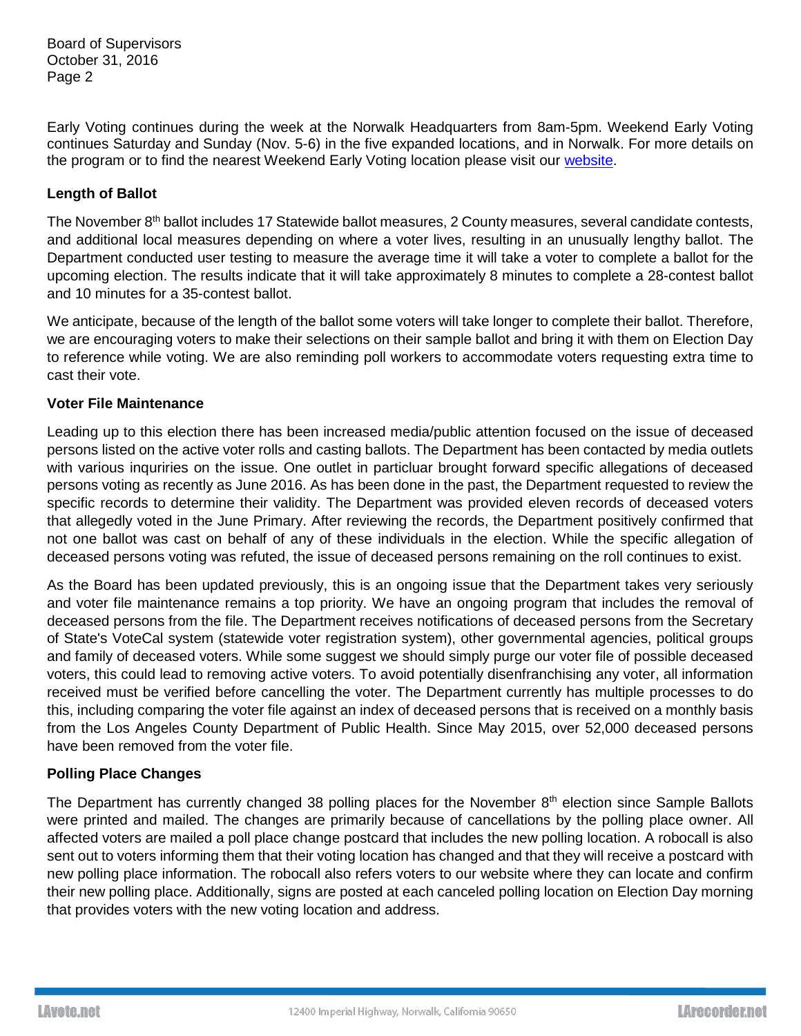Early Voting continues during the week at the Norwalk Headquarters from 8am-5pm. Weekend Early Voting continues Saturday and Sunday (Nov. 5-6) in the five expanded locations, and in Norwalk. For more details on the program or to find the nearest Weekend Early Voting location please visit our website.

**Length of Ballot**

The November 8th ballot includes 17 Statewide ballot measures, 2 County measures, several candidate contests, and additional local measures depending on where a voter lives, resulting in an unusually lengthy ballot. The Department conducted user testing to measure the average time it will take a voter to complete a ballot for the upcoming election. The results indicate that it will take approximately 8 minutes to complete a 28-contest ballot and 10 minutes for a 35-contest ballot.

We anticipate, because of the length of the ballot some voters will take longer to complete their ballot. Therefore, we are encouraging voters to make their selections on their sample ballot and bring it with them on Election Day to reference while voting. We are also reminding poll workers to accommodate voters requesting extra time to cast their vote.

**Voter File Maintenance**

Leading up to this election there has been increased media/public attention focused on the issue of deceased persons listed on the active voter rolls and casting ballots. The Department has been contacted by media outlets with various inquriries on the issue. One outlet in particluar brought forward specific allegations of deceased persons voting as recently as June 2016. As has been done in the past, the Department requested to review the specific records to determine their validity. The Department was provided eleven records of deceased voters that allegedly voted in the June Primary. After reviewing the records, the Department positively confirmed that not one ballot was cast on behalf of any of these individuals in the election. While the specific allegation of deceased persons voting was refuted, the issue of deceased persons remaining on the roll continues to exist.

As the Board has been updated previously, this is an ongoing issue that the Department takes very seriously and voter file maintenance remains a top priority. We have an ongoing program that includes the removal of deceased persons from the file. The Department receives notifications of deceased persons from the Secretary of State's VoteCal system (statewide voter registration system), other governmental agencies, political groups and family of deceased voters. While some suggest we should simply purge our voter file of possible deceased voters, this could lead to removing active voters. To avoid potentially disenfranchising any voter, all information received must be verified before cancelling the voter. The Department currently has multiple processes to do this, including comparing the voter file against an index of deceased persons that is received on a monthly basis from the Los Angeles County Department of Public Health. Since May 2015, over 52,000 deceased persons have been removed from the voter file.

**Polling Place Changes**

The Department has currently changed 38 polling places for the November 8th election since Sample Ballots were printed and mailed. The changes are primarily because of cancellations by the polling place owner. All affected voters are mailed a poll place change postcard that includes the new polling location. A robocall is also sent out to voters informing them that their voting location has changed and that they will receive a postcard with new polling place information. The robocall also refers voters to our website where they can locate and confirm their new polling place. Additionally, signs are posted at each canceled polling location on Election Day morning that provides voters with the new voting location and address.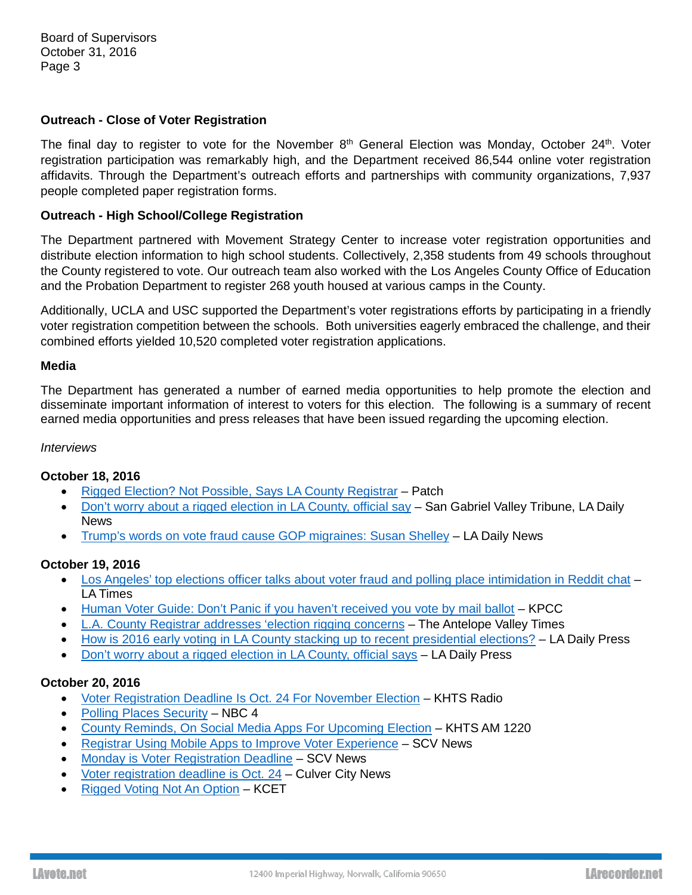**Outreach - Close of Voter Registration**

The final day to register to vote for the November 8th General Election was Monday, October 24th. Voter registration participation was remarkably high, and the Department received 86,544 online voter registration affidavits. Through the Department's outreach efforts and partnerships with community organizations, 7,937 people completed paper registration forms.

**Outreach - High School/College Registration**

The Department partnered with Movement Strategy Center to increase voter registration opportunities and distribute election information to high school students. Collectively, 2,358 students from 49 schools throughout the County registered to vote. Our outreach team also worked with the Los Angeles County Office of Education and the Probation Department to register 268 youth housed at various camps in the County.

Additionally, UCLA and USC supported the Department's voter registrations efforts by participating in a friendly voter registration competition between the schools. Both universities eagerly embraced the challenge, and their combined efforts yielded 10,520 completed voter registration applications.

**Media**

The Department has generated a number of earned media opportunities to help promote the election and disseminate important information of interest to voters for this election. The following is a summary of recent earned media opportunities and press releases that have been issued regarding the upcoming election.

*Interviews*

**October 18, 2016**

- Rigged Election? Not Possible, Says LA County Registrar – Patch
- Don't worry about a rigged election in LA County, official say – San Gabriel Valley Tribune, LA Daily News
- Trump's words on vote fraud cause GOP migraines: Susan Shelley – LA Daily News

**October 19, 2016**

- Los Angeles' top elections officer talks about voter fraud and polling place intimidation in Reddit chat – LA Times
- Human Voter Guide: Don't Panic if you haven't received you vote by mail ballot – KPCC
- L.A. County Registrar addresses 'election rigging concerns – The Antelope Valley Times
- How is 2016 early voting in LA County stacking up to recent presidential elections? – LA Daily Press
- Don't worry about a rigged election in LA County, official says – LA Daily Press

**October 20, 2016**

- Voter Registration Deadline Is Oct. 24 For November Election – KHTS Radio
- Polling Places Security – NBC 4
- County Reminds, On Social Media Apps For Upcoming Election – KHTS AM 1220
- Registrar Using Mobile Apps to Improve Voter Experience – SCV News
- Monday is Voter Registration Deadline – SCV News
- Voter registration deadline is Oct. 24 – Culver City News
- Rigged Voting Not An Option – KCET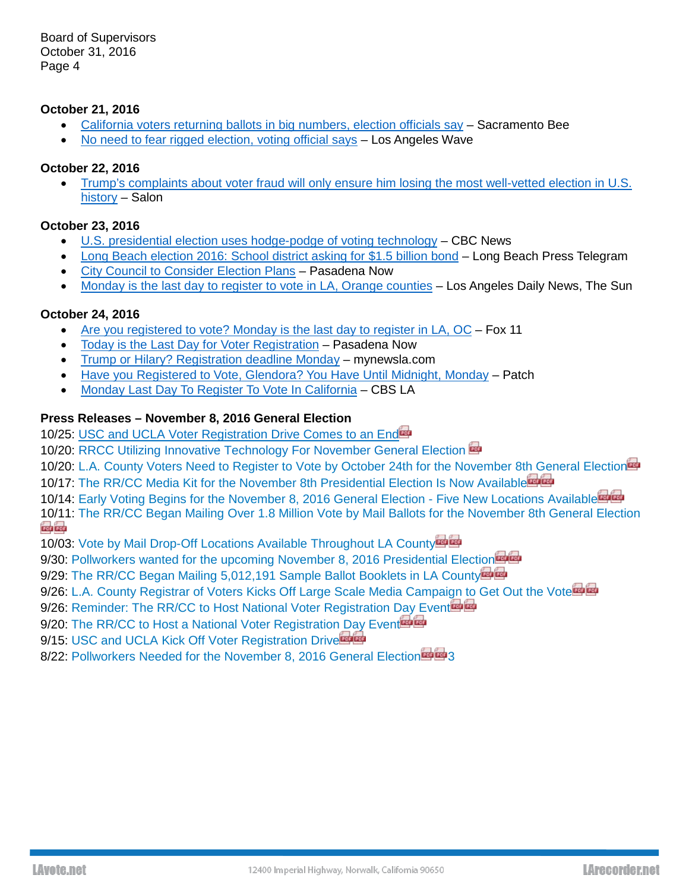Board of Supervisors
October 31, 2016
Page 4

**October 21, 2016**

- California voters returning ballots in big numbers, election officials say – Sacramento Bee
- No need to fear rigged election, voting official says – Los Angeles Wave

**October 22, 2016**

- Trump's complaints about voter fraud will only ensure him losing the most well-vetted election in U.S. history – Salon

**October 23, 2016**

- U.S. presidential election uses hodge-podge of voting technology – CBC News
- Long Beach election 2016: School district asking for $1.5 billion bond – Long Beach Press Telegram
- City Council to Consider Election Plans – Pasadena Now
- Monday is the last day to register to vote in LA, Orange counties – Los Angeles Daily News, The Sun

**October 24, 2016**

- Are you registered to vote? Monday is the last day to register in LA, OC – Fox 11
- Today is the Last Day for Voter Registration – Pasadena Now
- Trump or Hilary? Registration deadline Monday – mynewsla.com
- Have you Registered to Vote, Glendora? You Have Until Midnight, Monday – Patch
- Monday Last Day To Register To Vote In California – CBS LA

**Press Releases – November 8, 2016 General Election**

10/25: USC and UCLA Voter Registration Drive Comes to an End
10/20: RRCC Utilizing Innovative Technology For November General Election
10/20: L.A. County Voters Need to Register to Vote by October 24th for the November 8th General Election
10/17: The RR/CC Media Kit for the November 8th Presidential Election Is Now Available
10/14: Early Voting Begins for the November 8, 2016 General Election - Five New Locations Available
10/11: The RR/CC Began Mailing Over 1.8 Million Vote by Mail Ballots for the November 8th General Election
10/03: Vote by Mail Drop-Off Locations Available Throughout LA County
9/30: Pollworkers wanted for the upcoming November 8, 2016 Presidential Election
9/29: The RR/CC Began Mailing 5,012,191 Sample Ballot Booklets in LA County
9/26: L.A. County Registrar of Voters Kicks Off Large Scale Media Campaign to Get Out the Vote
9/26: Reminder: The RR/CC to Host National Voter Registration Day Event
9/20: The RR/CC to Host a National Voter Registration Day Event
9/15: USC and UCLA Kick Off Voter Registration Drive
8/22: Pollworkers Needed for the November 8, 2016 General Election 3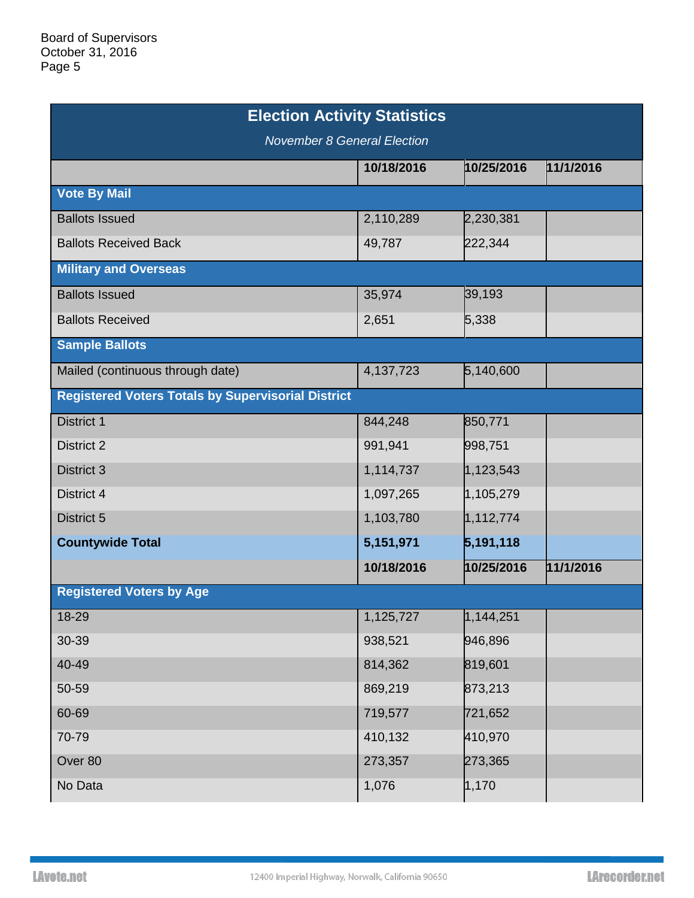Board of Supervisors
October 31, 2016

## Election Activity Statistics

*November 8 General Election*

| | 10/18/2016 | 10/25/2016 | 11/1/2016 |
|---|---|---|---|
| **Vote By Mail** | | | |
| Ballots Issued | 2,110,289 | 2,230,381 | |
| Ballots Received Back | 49,787 | 222,344 | |
| **Military and Overseas** | | | |
| Ballots Issued | 35,974 | 39,193 | |
| Ballots Received | 2,651 | 5,338 | |
| **Sample Ballots** | | | |
| Mailed (continuous through date) | 4,137,723 | 5,140,600 | |
| **Registered Voters Totals by Supervisorial District** | | | |
| District 1 | 844,248 | 850,771 | |
| District 2 | 991,941 | 998,751 | |
| District 3 | 1,114,737 | 1,123,543 | |
| District 4 | 1,097,265 | 1,105,279 | |
| District 5 | 1,103,780 | 1,112,774 | |
| **Countywide Total** | **5,151,971** | **5,191,118** | |
| | **10/18/2016** | **10/25/2016** | **11/1/2016** |
| **Registered Voters by Age** | | | |
| 18-29 | 1,125,727 | 1,144,251 | |
| 30-39 | 938,521 | 946,896 | |
| 40-49 | 814,362 | 819,601 | |
| 50-59 | 869,219 | 873,213 | |
| 60-69 | 719,577 | 721,652 | |
| 70-79 | 410,132 | 410,970 | |
| Over 80 | 273,357 | 273,365 | |
| No Data | 1,076 | 1,170 | |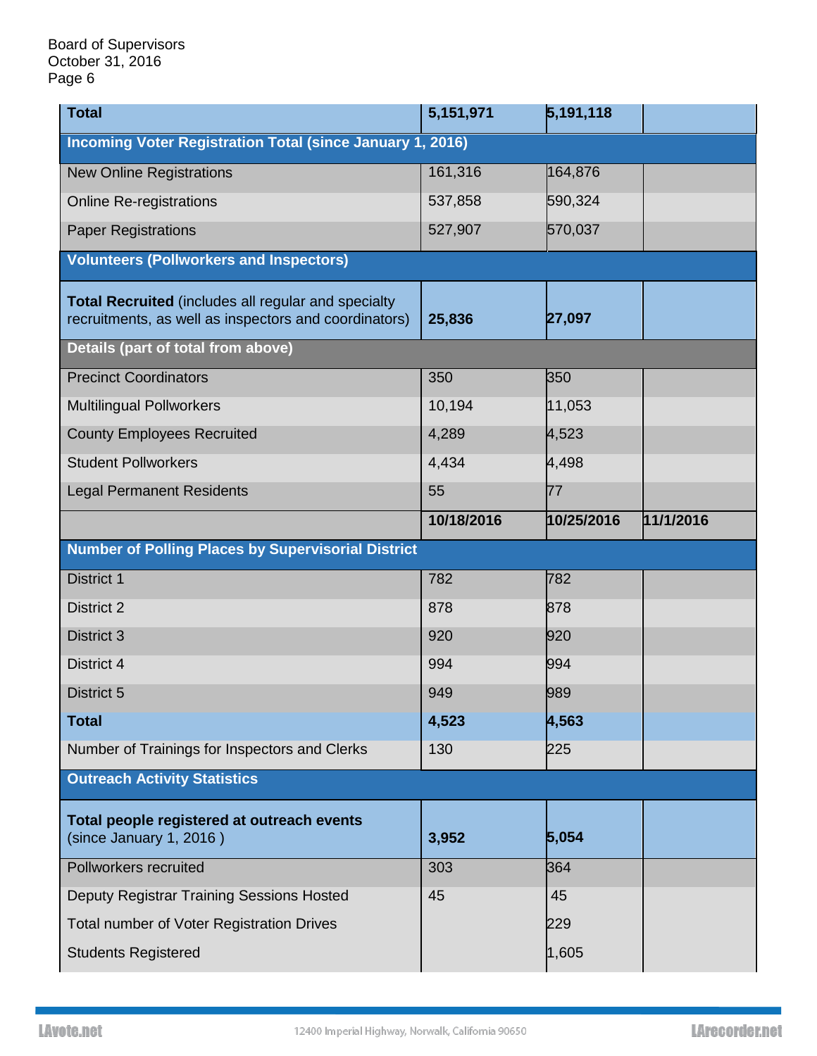Board of Supervisors
October 31, 2016
Page 6

| | | | |
|---|---|---|---|
| **Total** | **5,151,971** | **5,191,118** | |
| **Incoming Voter Registration Total (since January 1, 2016)** | | | |
| New Online Registrations | 161,316 | 164,876 | |
| Online Re-registrations | 537,858 | 590,324 | |
| Paper Registrations | 527,907 | 570,037 | |
| **Volunteers (Pollworkers and Inspectors)** | | | |
| **Total Recruited** (includes all regular and specialty recruitments, as well as inspectors and coordinators) | **25,836** | **27,097** | |
| **Details (part of total from above)** | | | |
| Precinct Coordinators | 350 | 350 | |
| Multilingual Pollworkers | 10,194 | 11,053 | |
| County Employees Recruited | 4,289 | 4,523 | |
| Student Pollworkers | 4,434 | 4,498 | |
| Legal Permanent Residents | 55 | 77 | |
| | **10/18/2016** | **10/25/2016** | **11/1/2016** |
| **Number of Polling Places by Supervisorial District** | | | |
| District 1 | 782 | 782 | |
| District 2 | 878 | 878 | |
| District 3 | 920 | 920 | |
| District 4 | 994 | 994 | |
| District 5 | 949 | 989 | |
| **Total** | **4,523** | **4,563** | |
| Number of Trainings for Inspectors and Clerks | 130 | 225 | |
| **Outreach Activity Statistics** | | | |
| **Total people registered at outreach events** (since January 1, 2016 ) | **3,952** | **5,054** | |
| Pollworkers recruited | 303 | 364 | |
| Deputy Registrar Training Sessions Hosted | 45 | 45 | |
| Total number of Voter Registration Drives | | 229 | |
| Students Registered | | 1,605 | |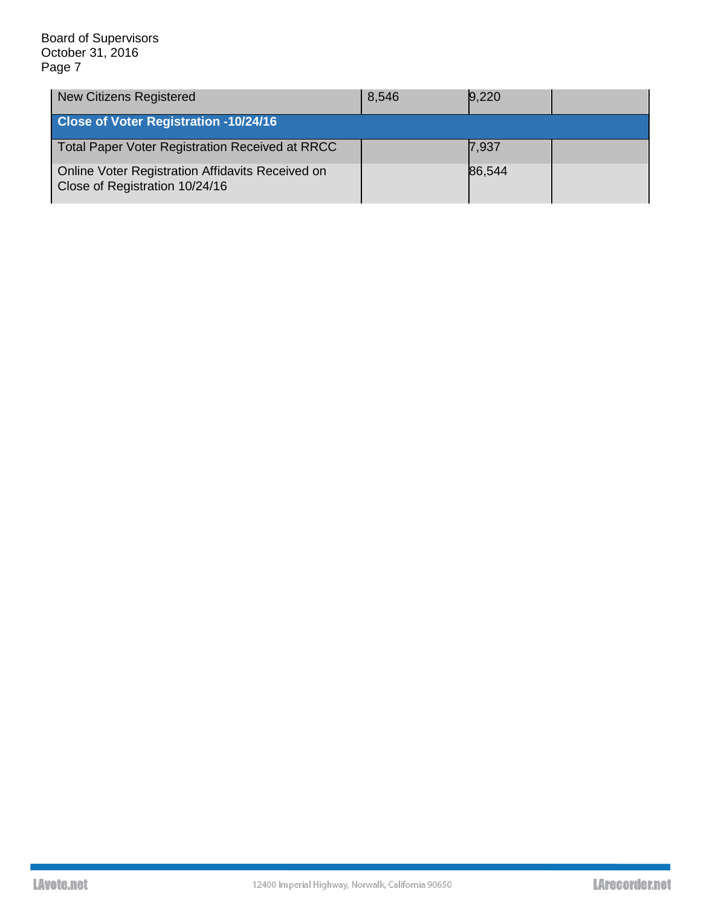| | | | |
|---|---|---|---|
| New Citizens Registered | 8,546 | 9,220 | |
| **Close of Voter Registration -10/24/16** | | | |
| Total Paper Voter Registration Received at RRCC | | 7,937 | |
| Online Voter Registration Affidavits Received on Close of Registration 10/24/16 | | 86,544 | |